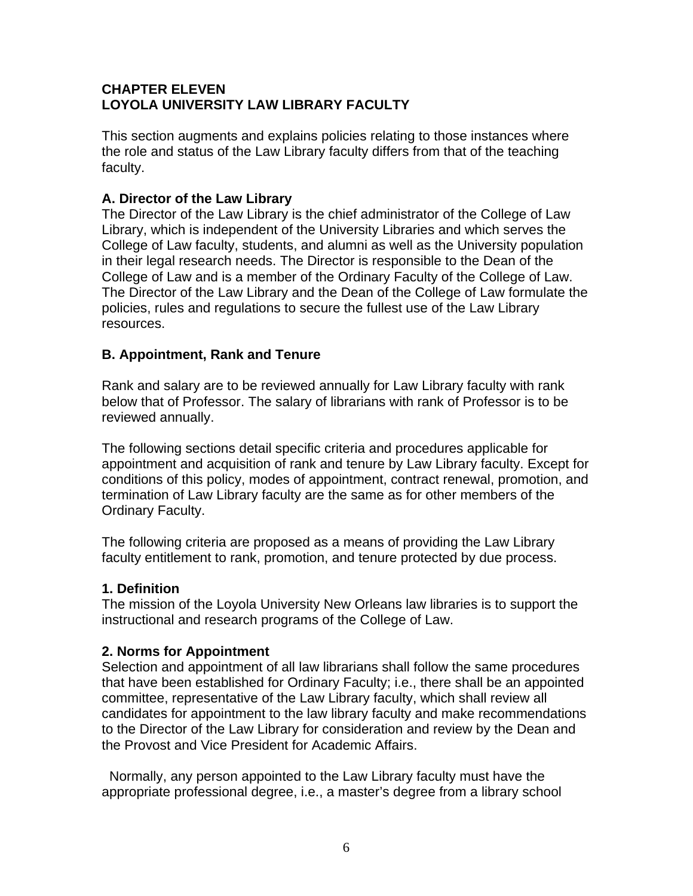## CHAPTER ELEVEN
## LOYOLA UNIVERSITY LAW LIBRARY FACULTY

This section augments and explains policies relating to those instances where the role and status of the Law Library faculty differs from that of the teaching faculty.

### A. Director of the Law Library

The Director of the Law Library is the chief administrator of the College of Law Library, which is independent of the University Libraries and which serves the College of Law faculty, students, and alumni as well as the University population in their legal research needs. The Director is responsible to the Dean of the College of Law and is a member of the Ordinary Faculty of the College of Law. The Director of the Law Library and the Dean of the College of Law formulate the policies, rules and regulations to secure the fullest use of the Law Library resources.

### B. Appointment, Rank and Tenure

Rank and salary are to be reviewed annually for Law Library faculty with rank below that of Professor. The salary of librarians with rank of Professor is to be reviewed annually.

The following sections detail specific criteria and procedures applicable for appointment and acquisition of rank and tenure by Law Library faculty. Except for conditions of this policy, modes of appointment, contract renewal, promotion, and termination of Law Library faculty are the same as for other members of the Ordinary Faculty.

The following criteria are proposed as a means of providing the Law Library faculty entitlement to rank, promotion, and tenure protected by due process.

#### 1. Definition

The mission of the Loyola University New Orleans law libraries is to support the instructional and research programs of the College of Law.

#### 2. Norms for Appointment

Selection and appointment of all law librarians shall follow the same procedures that have been established for Ordinary Faculty; i.e., there shall be an appointed committee, representative of the Law Library faculty, which shall review all candidates for appointment to the law library faculty and make recommendations to the Director of the Law Library for consideration and review by the Dean and the Provost and Vice President for Academic Affairs.

Normally, any person appointed to the Law Library faculty must have the appropriate professional degree, i.e., a master's degree from a library school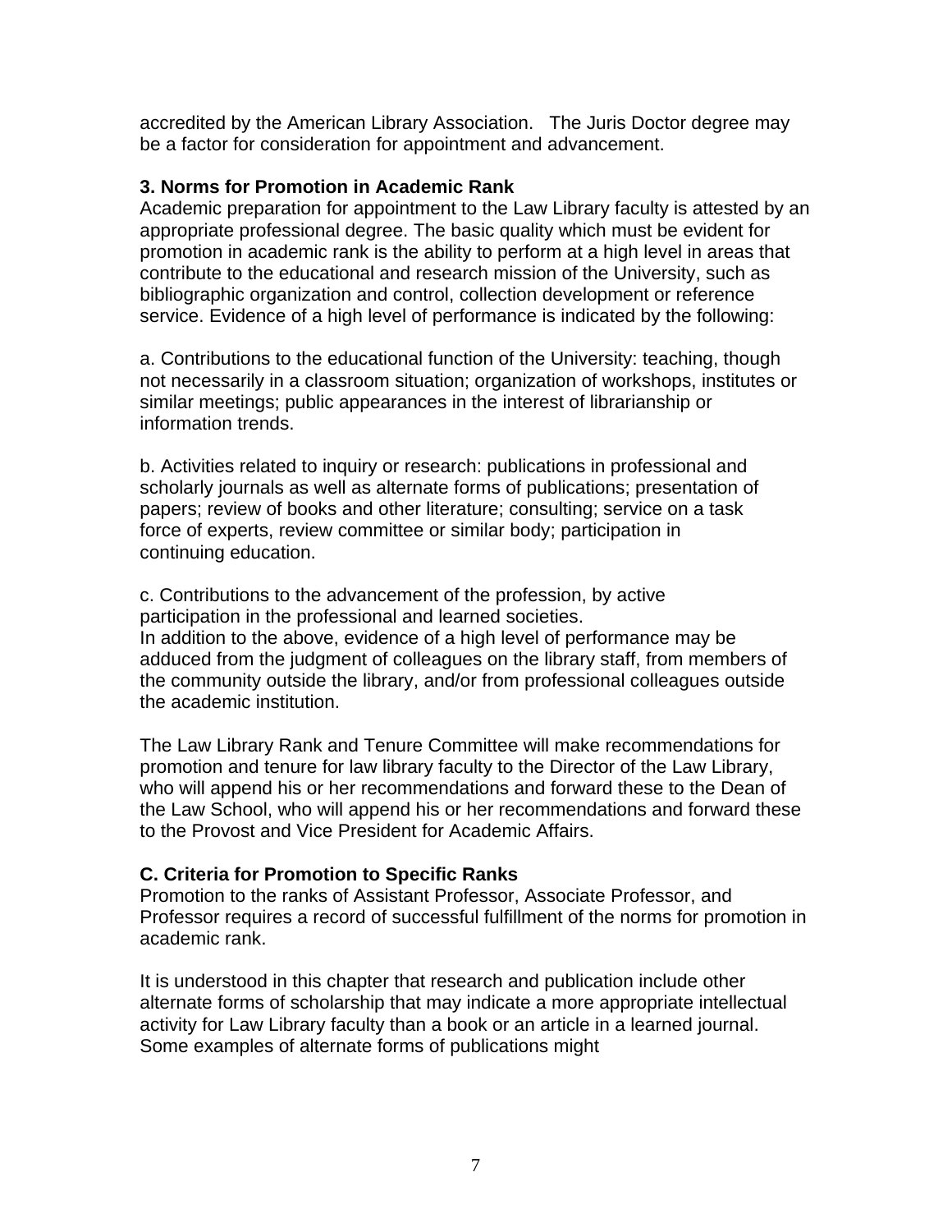accredited by the American Library Association. The Juris Doctor degree may be a factor for consideration for appointment and advancement.

### 3. Norms for Promotion in Academic Rank

Academic preparation for appointment to the Law Library faculty is attested by an appropriate professional degree. The basic quality which must be evident for promotion in academic rank is the ability to perform at a high level in areas that contribute to the educational and research mission of the University, such as bibliographic organization and control, collection development or reference service. Evidence of a high level of performance is indicated by the following:

a. Contributions to the educational function of the University: teaching, though not necessarily in a classroom situation; organization of workshops, institutes or similar meetings; public appearances in the interest of librarianship or information trends.

b. Activities related to inquiry or research: publications in professional and scholarly journals as well as alternate forms of publications; presentation of papers; review of books and other literature; consulting; service on a task force of experts, review committee or similar body; participation in continuing education.

c. Contributions to the advancement of the profession, by active participation in the professional and learned societies.
In addition to the above, evidence of a high level of performance may be adduced from the judgment of colleagues on the library staff, from members of the community outside the library, and/or from professional colleagues outside the academic institution.

The Law Library Rank and Tenure Committee will make recommendations for promotion and tenure for law library faculty to the Director of the Law Library, who will append his or her recommendations and forward these to the Dean of the Law School, who will append his or her recommendations and forward these to the Provost and Vice President for Academic Affairs.

### C. Criteria for Promotion to Specific Ranks

Promotion to the ranks of Assistant Professor, Associate Professor, and Professor requires a record of successful fulfillment of the norms for promotion in academic rank.

It is understood in this chapter that research and publication include other alternate forms of scholarship that may indicate a more appropriate intellectual activity for Law Library faculty than a book or an article in a learned journal. Some examples of alternate forms of publications might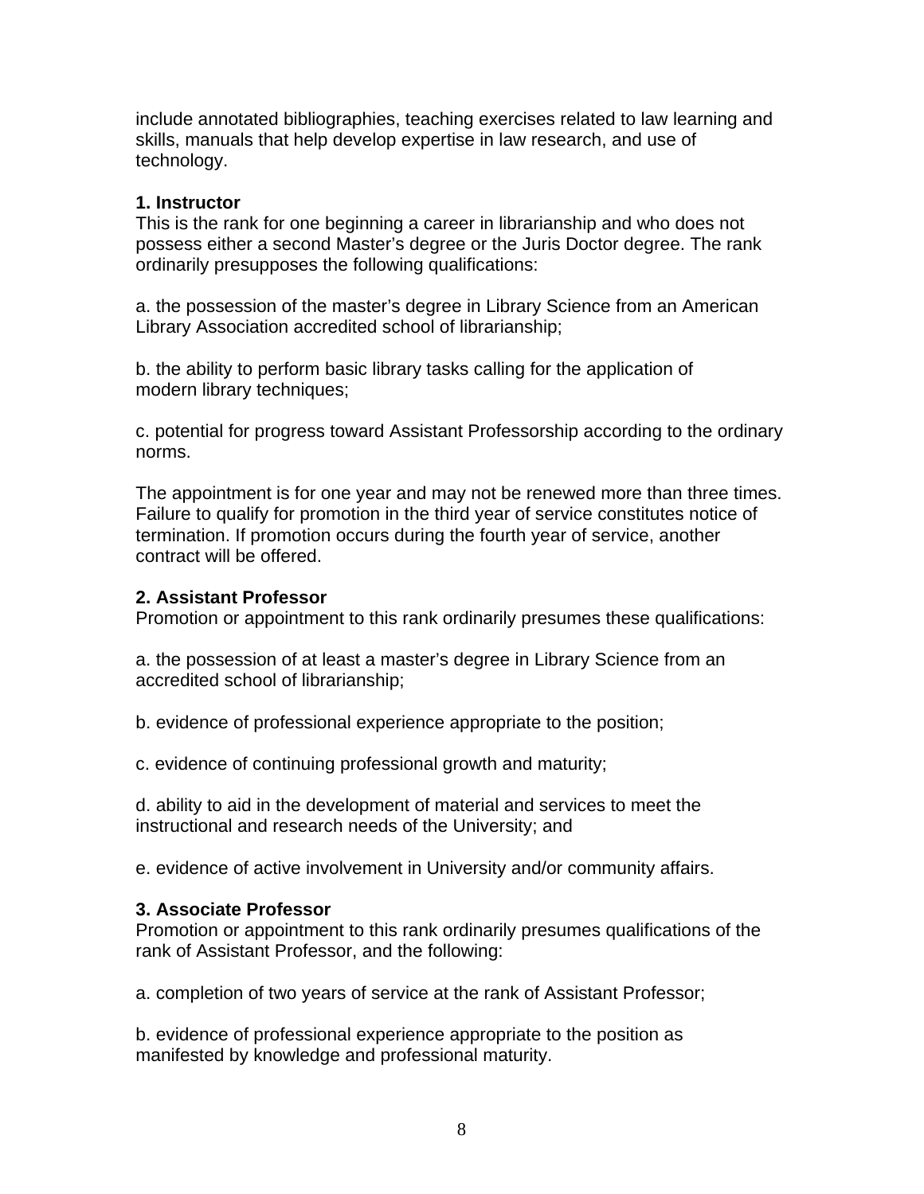include annotated bibliographies, teaching exercises related to law learning and skills, manuals that help develop expertise in law research, and use of technology.

**1. Instructor**
This is the rank for one beginning a career in librarianship and who does not possess either a second Master's degree or the Juris Doctor degree. The rank ordinarily presupposes the following qualifications:

a. the possession of the master's degree in Library Science from an American Library Association accredited school of librarianship;

b. the ability to perform basic library tasks calling for the application of modern library techniques;

c. potential for progress toward Assistant Professorship according to the ordinary norms.

The appointment is for one year and may not be renewed more than three times. Failure to qualify for promotion in the third year of service constitutes notice of termination. If promotion occurs during the fourth year of service, another contract will be offered.

**2. Assistant Professor**
Promotion or appointment to this rank ordinarily presumes these qualifications:

a. the possession of at least a master's degree in Library Science from an accredited school of librarianship;

b. evidence of professional experience appropriate to the position;

c. evidence of continuing professional growth and maturity;

d. ability to aid in the development of material and services to meet the instructional and research needs of the University; and

e. evidence of active involvement in University and/or community affairs.

**3. Associate Professor**
Promotion or appointment to this rank ordinarily presumes qualifications of the rank of Assistant Professor, and the following:

a. completion of two years of service at the rank of Assistant Professor;

b. evidence of professional experience appropriate to the position as manifested by knowledge and professional maturity.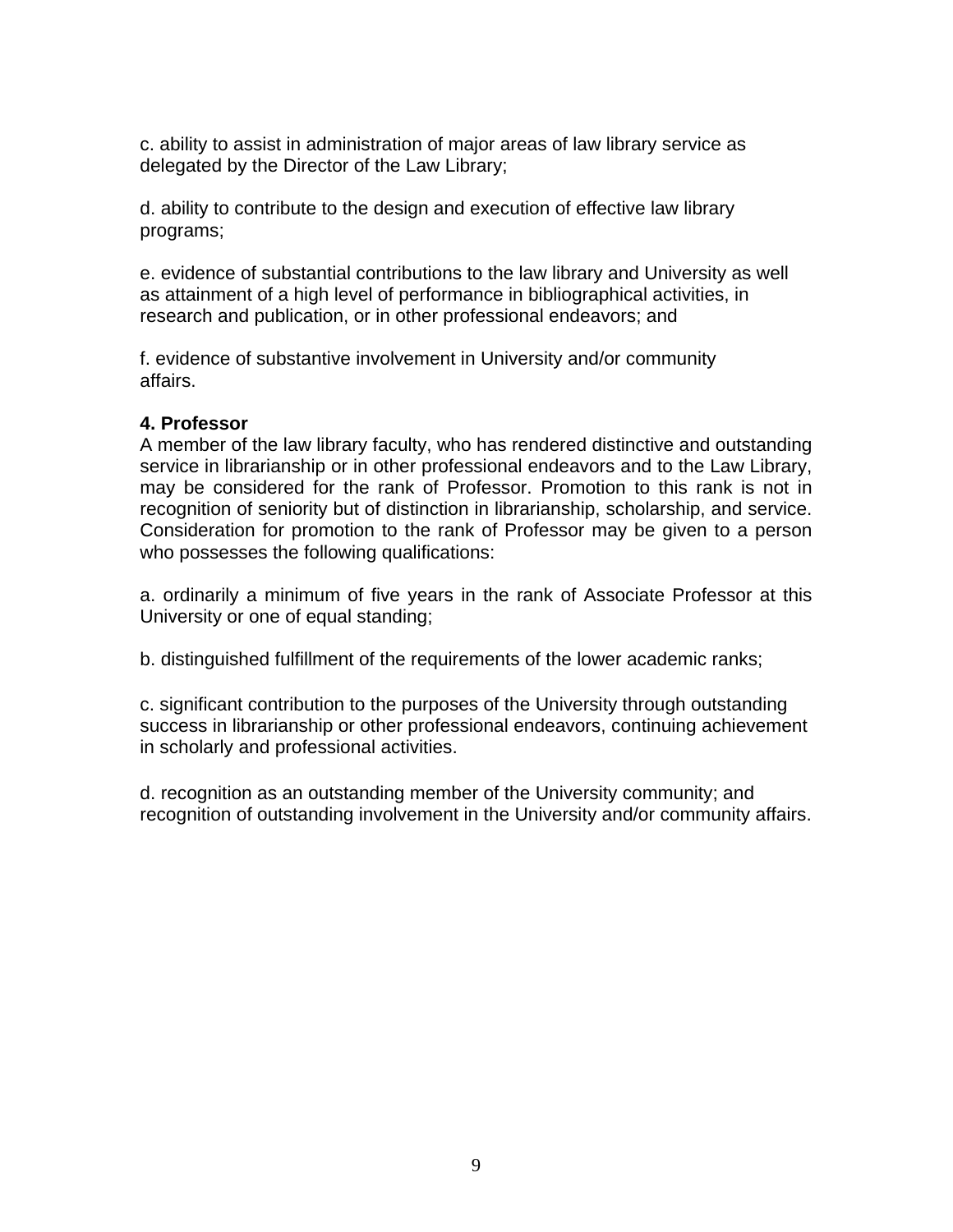c. ability to assist in administration of major areas of law library service as delegated by the Director of the Law Library;

d. ability to contribute to the design and execution of effective law library programs;

e. evidence of substantial contributions to the law library and University as well as attainment of a high level of performance in bibliographical activities, in research and publication, or in other professional endeavors; and

f. evidence of substantive involvement in University and/or community affairs.

**4. Professor**

A member of the law library faculty, who has rendered distinctive and outstanding service in librarianship or in other professional endeavors and to the Law Library, may be considered for the rank of Professor. Promotion to this rank is not in recognition of seniority but of distinction in librarianship, scholarship, and service. Consideration for promotion to the rank of Professor may be given to a person who possesses the following qualifications:

a. ordinarily a minimum of five years in the rank of Associate Professor at this University or one of equal standing;

b. distinguished fulfillment of the requirements of the lower academic ranks;

c. significant contribution to the purposes of the University through outstanding success in librarianship or other professional endeavors, continuing achievement in scholarly and professional activities.

d. recognition as an outstanding member of the University community; and recognition of outstanding involvement in the University and/or community affairs.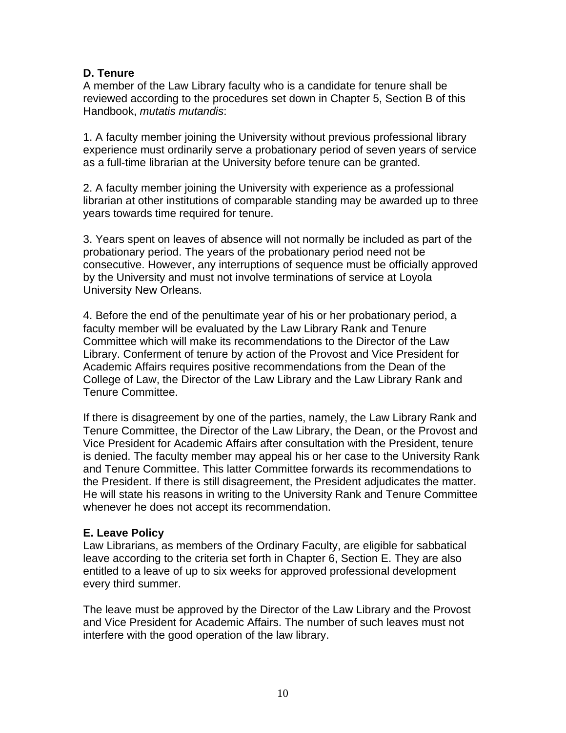### D. Tenure

A member of the Law Library faculty who is a candidate for tenure shall be reviewed according to the procedures set down in Chapter 5, Section B of this Handbook, *mutatis mutandis*:

1. A faculty member joining the University without previous professional library experience must ordinarily serve a probationary period of seven years of service as a full-time librarian at the University before tenure can be granted.

2. A faculty member joining the University with experience as a professional librarian at other institutions of comparable standing may be awarded up to three years towards time required for tenure.

3. Years spent on leaves of absence will not normally be included as part of the probationary period. The years of the probationary period need not be consecutive. However, any interruptions of sequence must be officially approved by the University and must not involve terminations of service at Loyola University New Orleans.

4. Before the end of the penultimate year of his or her probationary period, a faculty member will be evaluated by the Law Library Rank and Tenure Committee which will make its recommendations to the Director of the Law Library. Conferment of tenure by action of the Provost and Vice President for Academic Affairs requires positive recommendations from the Dean of the College of Law, the Director of the Law Library and the Law Library Rank and Tenure Committee.

If there is disagreement by one of the parties, namely, the Law Library Rank and Tenure Committee, the Director of the Law Library, the Dean, or the Provost and Vice President for Academic Affairs after consultation with the President, tenure is denied. The faculty member may appeal his or her case to the University Rank and Tenure Committee. This latter Committee forwards its recommendations to the President. If there is still disagreement, the President adjudicates the matter. He will state his reasons in writing to the University Rank and Tenure Committee whenever he does not accept its recommendation.

### E. Leave Policy

Law Librarians, as members of the Ordinary Faculty, are eligible for sabbatical leave according to the criteria set forth in Chapter 6, Section E. They are also entitled to a leave of up to six weeks for approved professional development every third summer.

The leave must be approved by the Director of the Law Library and the Provost and Vice President for Academic Affairs. The number of such leaves must not interfere with the good operation of the law library.